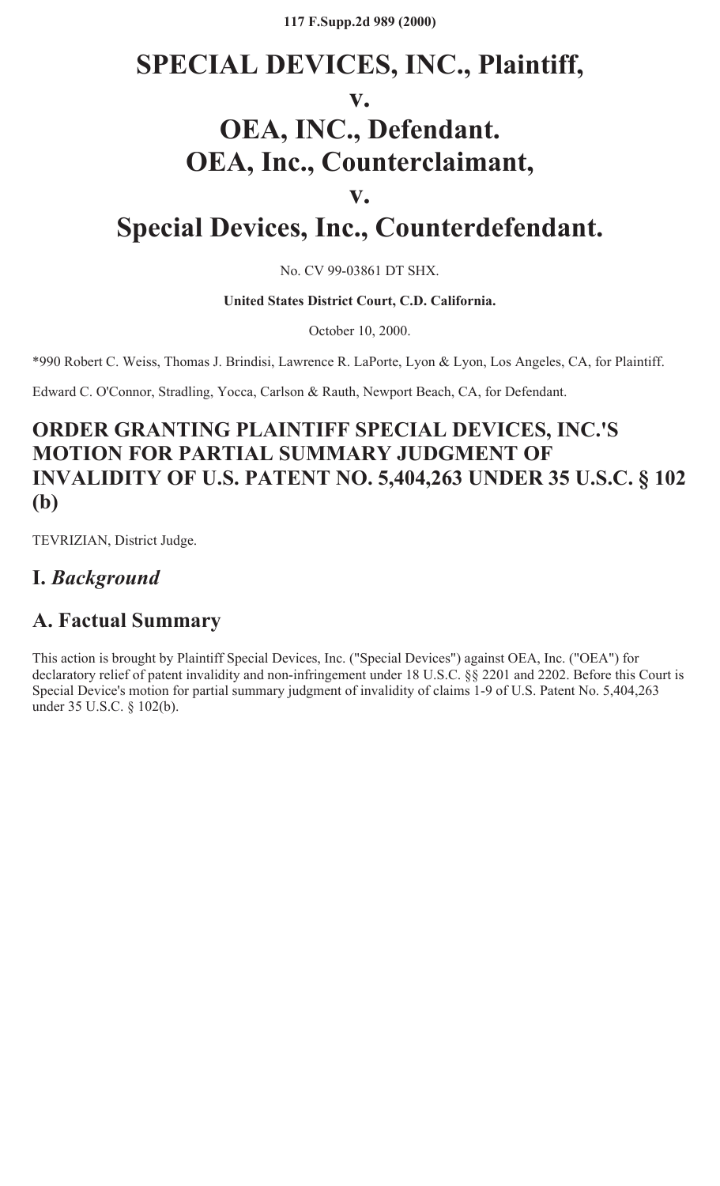**117 F.Supp.2d 989 (2000)**

# SPECIAL DEVICES, INC., Plaintiff,

# v.

# OEA, INC., Defendant.
# OEA, Inc., Counterclaimant,

# v.

# Special Devices, Inc., Counterdefendant.

No. CV 99-03861 DT SHX.

**United States District Court, C.D. California.**

October 10, 2000.

*990 Robert C. Weiss, Thomas J. Brindisi, Lawrence R. LaPorte, Lyon & Lyon, Los Angeles, CA, for Plaintiff.

Edward C. O'Connor, Stradling, Yocca, Carlson & Rauth, Newport Beach, CA, for Defendant.

## ORDER GRANTING PLAINTIFF SPECIAL DEVICES, INC.'S MOTION FOR PARTIAL SUMMARY JUDGMENT OF INVALIDITY OF U.S. PATENT NO. 5,404,263 UNDER 35 U.S.C. § 102 (b)

TEVRIZIAN, District Judge.

## I. *Background*

## A. Factual Summary

This action is brought by Plaintiff Special Devices, Inc. ("Special Devices") against OEA, Inc. ("OEA") for declaratory relief of patent invalidity and non-infringement under 18 U.S.C. §§ 2201 and 2202. Before this Court is Special Device's motion for partial summary judgment of invalidity of claims 1-9 of U.S. Patent No. 5,404,263 under 35 U.S.C. § 102(b).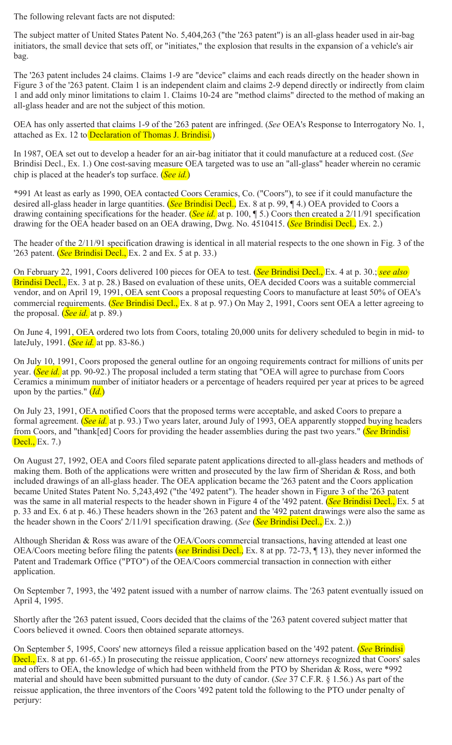The following relevant facts are not disputed:

The subject matter of United States Patent No. 5,404,263 ("the '263 patent") is an all-glass header used in air-bag initiators, the small device that sets off, or "initiates," the explosion that results in the expansion of a vehicle's air bag.

The '263 patent includes 24 claims. Claims 1-9 are "device" claims and each reads directly on the header shown in Figure 3 of the '263 patent. Claim 1 is an independent claim and claims 2-9 depend directly or indirectly from claim 1 and add only minor limitations to claim 1. Claims 10-24 are "method claims" directed to the method of making an all-glass header and are not the subject of this motion.

OEA has only asserted that claims 1-9 of the '263 patent are infringed. (*See* OEA's Response to Interrogatory No. 1, attached as Ex. 12 to Declaration of Thomas J. Brindisi.)

In 1987, OEA set out to develop a header for an air-bag initiator that it could manufacture at a reduced cost. (*See* Brindisi Decl., Ex. 1.) One cost-saving measure OEA targeted was to use an "all-glass" header wherein no ceramic chip is placed at the header's top surface. (*See id.*)

*991 At least as early as 1990, OEA contacted Coors Ceramics, Co. ("Coors"), to see if it could manufacture the desired all-glass header in large quantities. (*See* Brindisi Decl., Ex. 8 at p. 99, ¶ 4.) OEA provided to Coors a drawing containing specifications for the header. (*See id.* at p. 100, ¶ 5.) Coors then created a 2/11/91 specification drawing for the OEA header based on an OEA drawing, Dwg. No. 4510415. (*See* Brindisi Decl., Ex. 2.)

The header of the 2/11/91 specification drawing is identical in all material respects to the one shown in Fig. 3 of the '263 patent. (*See* Brindisi Decl., Ex. 2 and Ex. 5 at p. 33.)

On February 22, 1991, Coors delivered 100 pieces for OEA to test. (*See* Brindisi Decl., Ex. 4 at p. 30.; *see also* Brindisi Decl., Ex. 3 at p. 28.) Based on evaluation of these units, OEA decided Coors was a suitable commercial vendor, and on April 19, 1991, OEA sent Coors a proposal requesting Coors to manufacture at least 50% of OEA's commercial requirements. (*See* Brindisi Decl., Ex. 8 at p. 97.) On May 2, 1991, Coors sent OEA a letter agreeing to the proposal. (*See id.* at p. 89.)

On June 4, 1991, OEA ordered two lots from Coors, totaling 20,000 units for delivery scheduled to begin in mid- to lateJuly, 1991. (*See id.* at pp. 83-86.)

On July 10, 1991, Coors proposed the general outline for an ongoing requirements contract for millions of units per year. (*See id.* at pp. 90-92.) The proposal included a term stating that "OEA will agree to purchase from Coors Ceramics a minimum number of initiator headers or a percentage of headers required per year at prices to be agreed upon by the parties." (*Id.*)

On July 23, 1991, OEA notified Coors that the proposed terms were acceptable, and asked Coors to prepare a formal agreement. (*See id.* at p. 93.) Two years later, around July of 1993, OEA apparently stopped buying headers from Coors, and "thank[ed] Coors for providing the header assemblies during the past two years." (*See* Brindisi Decl., Ex. 7.)

On August 27, 1992, OEA and Coors filed separate patent applications directed to all-glass headers and methods of making them. Both of the applications were written and prosecuted by the law firm of Sheridan & Ross, and both included drawings of an all-glass header. The OEA application became the '263 patent and the Coors application became United States Patent No. 5,243,492 ("the '492 patent"). The header shown in Figure 3 of the '263 patent was the same in all material respects to the header shown in Figure 4 of the '492 patent. (*See* Brindisi Decl., Ex. 5 at p. 33 and Ex. 6 at p. 46.) These headers shown in the '263 patent and the '492 patent drawings were also the same as the header shown in the Coors' 2/11/91 specification drawing. (*See* (*See* Brindisi Decl., Ex. 2.))

Although Sheridan & Ross was aware of the OEA/Coors commercial transactions, having attended at least one OEA/Coors meeting before filing the patents (*see* Brindisi Decl., Ex. 8 at pp. 72-73, ¶ 13), they never informed the Patent and Trademark Office ("PTO") of the OEA/Coors commercial transaction in connection with either application.

On September 7, 1993, the '492 patent issued with a number of narrow claims. The '263 patent eventually issued on April 4, 1995.

Shortly after the '263 patent issued, Coors decided that the claims of the '263 patent covered subject matter that Coors believed it owned. Coors then obtained separate attorneys.

On September 5, 1995, Coors' new attorneys filed a reissue application based on the '492 patent. (*See* Brindisi Decl., Ex. 8 at pp. 61-65.) In prosecuting the reissue application, Coors' new attorneys recognized that Coors' sales and offers to OEA, the knowledge of which had been withheld from the PTO by Sheridan & Ross, were *992 material and should have been submitted pursuant to the duty of candor. (*See* 37 C.F.R. § 1.56.) As part of the reissue application, the three inventors of the Coors '492 patent told the following to the PTO under penalty of perjury: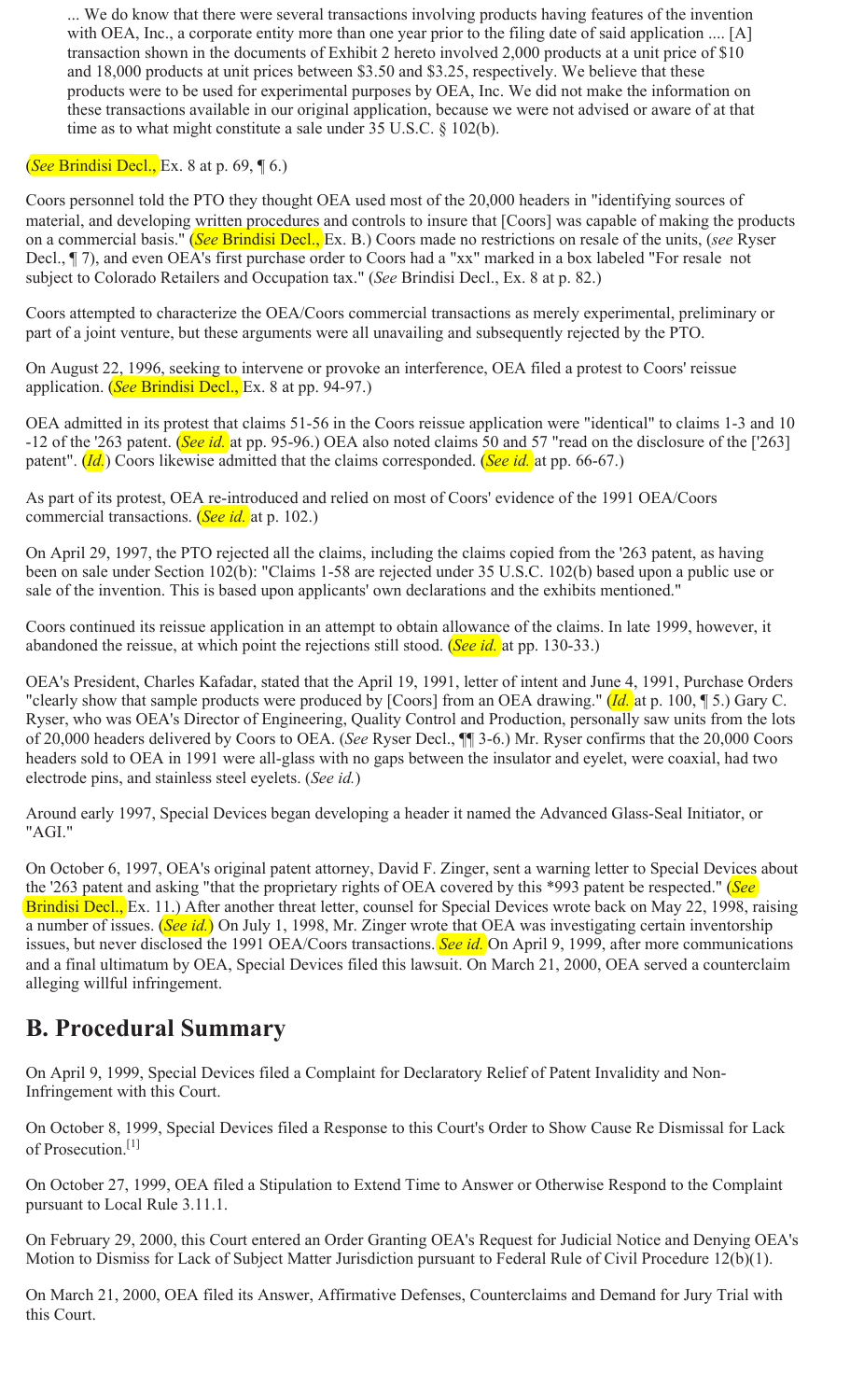> ... We do know that there were several transactions involving products having features of the invention with OEA, Inc., a corporate entity more than one year prior to the filing date of said application .... [A] transaction shown in the documents of Exhibit 2 hereto involved 2,000 products at a unit price of $10 and 18,000 products at unit prices between $3.50 and $3.25, respectively. We believe that these products were to be used for experimental purposes by OEA, Inc. We did not make the information on these transactions available in our original application, because we were not advised or aware of at that time as to what might constitute a sale under 35 U.S.C. § 102(b).

(*See* Brindisi Decl., Ex. 8 at p. 69, ¶ 6.)

Coors personnel told the PTO they thought OEA used most of the 20,000 headers in "identifying sources of material, and developing written procedures and controls to insure that [Coors] was capable of making the products on a commercial basis." (*See* Brindisi Decl., Ex. B.) Coors made no restrictions on resale of the units, (*see* Ryser Decl., ¶ 7), and even OEA's first purchase order to Coors had a "xx" marked in a box labeled "For resale not subject to Colorado Retailers and Occupation tax." (*See* Brindisi Decl., Ex. 8 at p. 82.)

Coors attempted to characterize the OEA/Coors commercial transactions as merely experimental, preliminary or part of a joint venture, but these arguments were all unavailing and subsequently rejected by the PTO.

On August 22, 1996, seeking to intervene or provoke an interference, OEA filed a protest to Coors' reissue application. (*See* Brindisi Decl., Ex. 8 at pp. 94-97.)

OEA admitted in its protest that claims 51-56 in the Coors reissue application were "identical" to claims 1-3 and 10-12 of the '263 patent. (*See id.* at pp. 95-96.) OEA also noted claims 50 and 57 "read on the disclosure of the ['263] patent". (*Id.*) Coors likewise admitted that the claims corresponded. (*See id.* at pp. 66-67.)

As part of its protest, OEA re-introduced and relied on most of Coors' evidence of the 1991 OEA/Coors commercial transactions. (*See id.* at p. 102.)

On April 29, 1997, the PTO rejected all the claims, including the claims copied from the '263 patent, as having been on sale under Section 102(b): "Claims 1-58 are rejected under 35 U.S.C. 102(b) based upon a public use or sale of the invention. This is based upon applicants' own declarations and the exhibits mentioned."

Coors continued its reissue application in an attempt to obtain allowance of the claims. In late 1999, however, it abandoned the reissue, at which point the rejections still stood. (*See id.* at pp. 130-33.)

OEA's President, Charles Kafadar, stated that the April 19, 1991, letter of intent and June 4, 1991, Purchase Orders "clearly show that sample products were produced by [Coors] from an OEA drawing." (*Id.* at p. 100, ¶ 5.) Gary C. Ryser, who was OEA's Director of Engineering, Quality Control and Production, personally saw units from the lots of 20,000 headers delivered by Coors to OEA. (*See* Ryser Decl., ¶¶ 3-6.) Mr. Ryser confirms that the 20,000 Coors headers sold to OEA in 1991 were all-glass with no gaps between the insulator and eyelet, were coaxial, had two electrode pins, and stainless steel eyelets. (*See id.*)

Around early 1997, Special Devices began developing a header it named the Advanced Glass-Seal Initiator, or "AGI."

On October 6, 1997, OEA's original patent attorney, David F. Zinger, sent a warning letter to Special Devices about the '263 patent and asking "that the proprietary rights of OEA covered by this *993 patent be respected." (*See* Brindisi Decl., Ex. 11.) After another threat letter, counsel for Special Devices wrote back on May 22, 1998, raising a number of issues. (*See id.*) On July 1, 1998, Mr. Zinger wrote that OEA was investigating certain inventorship issues, but never disclosed the 1991 OEA/Coors transactions. *See id.* On April 9, 1999, after more communications and a final ultimatum by OEA, Special Devices filed this lawsuit. On March 21, 2000, OEA served a counterclaim alleging willful infringement.

## B. Procedural Summary

On April 9, 1999, Special Devices filed a Complaint for Declaratory Relief of Patent Invalidity and Non-Infringement with this Court.

On October 8, 1999, Special Devices filed a Response to this Court's Order to Show Cause Re Dismissal for Lack of Prosecution.[1]

On October 27, 1999, OEA filed a Stipulation to Extend Time to Answer or Otherwise Respond to the Complaint pursuant to Local Rule 3.11.1.

On February 29, 2000, this Court entered an Order Granting OEA's Request for Judicial Notice and Denying OEA's Motion to Dismiss for Lack of Subject Matter Jurisdiction pursuant to Federal Rule of Civil Procedure 12(b)(1).

On March 21, 2000, OEA filed its Answer, Affirmative Defenses, Counterclaims and Demand for Jury Trial with this Court.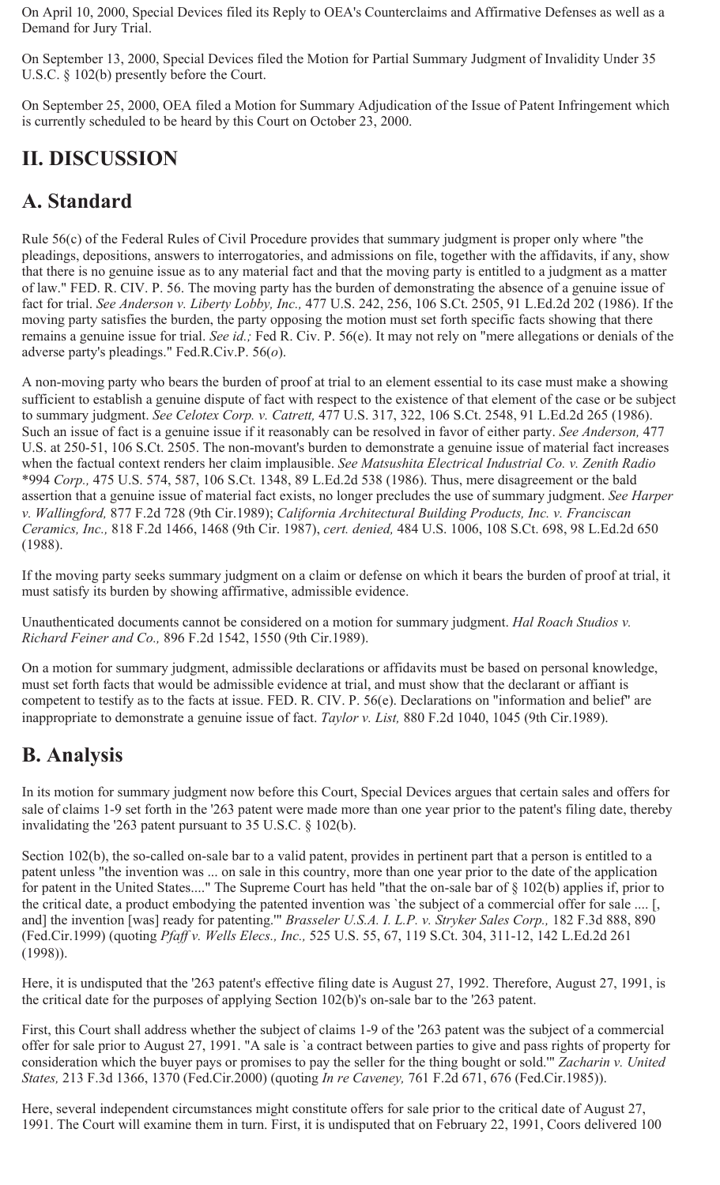On April 10, 2000, Special Devices filed its Reply to OEA's Counterclaims and Affirmative Defenses as well as a Demand for Jury Trial.

On September 13, 2000, Special Devices filed the Motion for Partial Summary Judgment of Invalidity Under 35 U.S.C. § 102(b) presently before the Court.

On September 25, 2000, OEA filed a Motion for Summary Adjudication of the Issue of Patent Infringement which is currently scheduled to be heard by this Court on October 23, 2000.

# II. DISCUSSION

## A. Standard

Rule 56(c) of the Federal Rules of Civil Procedure provides that summary judgment is proper only where "the pleadings, depositions, answers to interrogatories, and admissions on file, together with the affidavits, if any, show that there is no genuine issue as to any material fact and that the moving party is entitled to a judgment as a matter of law." FED. R. CIV. P. 56. The moving party has the burden of demonstrating the absence of a genuine issue of fact for trial. *See Anderson v. Liberty Lobby, Inc.,* 477 U.S. 242, 256, 106 S.Ct. 2505, 91 L.Ed.2d 202 (1986). If the moving party satisfies the burden, the party opposing the motion must set forth specific facts showing that there remains a genuine issue for trial. *See id.;* Fed R. Civ. P. 56(e). It may not rely on "mere allegations or denials of the adverse party's pleadings." Fed.R.Civ.P. 56(*o*).

A non-moving party who bears the burden of proof at trial to an element essential to its case must make a showing sufficient to establish a genuine dispute of fact with respect to the existence of that element of the case or be subject to summary judgment. *See Celotex Corp. v. Catrett,* 477 U.S. 317, 322, 106 S.Ct. 2548, 91 L.Ed.2d 265 (1986). Such an issue of fact is a genuine issue if it reasonably can be resolved in favor of either party. *See Anderson,* 477 U.S. at 250-51, 106 S.Ct. 2505. The non-movant's burden to demonstrate a genuine issue of material fact increases when the factual context renders her claim implausible. *See Matsushita Electrical Industrial Co. v. Zenith Radio* *994 *Corp.,* 475 U.S. 574, 587, 106 S.Ct. 1348, 89 L.Ed.2d 538 (1986). Thus, mere disagreement or the bald assertion that a genuine issue of material fact exists, no longer precludes the use of summary judgment. *See Harper v. Wallingford,* 877 F.2d 728 (9th Cir.1989); *California Architectural Building Products, Inc. v. Franciscan Ceramics, Inc.,* 818 F.2d 1466, 1468 (9th Cir. 1987), *cert. denied,* 484 U.S. 1006, 108 S.Ct. 698, 98 L.Ed.2d 650 (1988).

If the moving party seeks summary judgment on a claim or defense on which it bears the burden of proof at trial, it must satisfy its burden by showing affirmative, admissible evidence.

Unauthenticated documents cannot be considered on a motion for summary judgment. *Hal Roach Studios v. Richard Feiner and Co.,* 896 F.2d 1542, 1550 (9th Cir.1989).

On a motion for summary judgment, admissible declarations or affidavits must be based on personal knowledge, must set forth facts that would be admissible evidence at trial, and must show that the declarant or affiant is competent to testify as to the facts at issue. FED. R. CIV. P. 56(e). Declarations on "information and belief" are inappropriate to demonstrate a genuine issue of fact. *Taylor v. List,* 880 F.2d 1040, 1045 (9th Cir.1989).

## B. Analysis

In its motion for summary judgment now before this Court, Special Devices argues that certain sales and offers for sale of claims 1-9 set forth in the '263 patent were made more than one year prior to the patent's filing date, thereby invalidating the '263 patent pursuant to 35 U.S.C. § 102(b).

Section 102(b), the so-called on-sale bar to a valid patent, provides in pertinent part that a person is entitled to a patent unless "the invention was ... on sale in this country, more than one year prior to the date of the application for patent in the United States...." The Supreme Court has held "that the on-sale bar of § 102(b) applies if, prior to the critical date, a product embodying the patented invention was `the subject of a commercial offer for sale .... [, and] the invention [was] ready for patenting.'" *Brasseler U.S.A. I. L.P. v. Stryker Sales Corp.,* 182 F.3d 888, 890 (Fed.Cir.1999) (quoting *Pfaff v. Wells Elecs., Inc.,* 525 U.S. 55, 67, 119 S.Ct. 304, 311-12, 142 L.Ed.2d 261 (1998)).

Here, it is undisputed that the '263 patent's effective filing date is August 27, 1992. Therefore, August 27, 1991, is the critical date for the purposes of applying Section 102(b)'s on-sale bar to the '263 patent.

First, this Court shall address whether the subject of claims 1-9 of the '263 patent was the subject of a commercial offer for sale prior to August 27, 1991. "A sale is `a contract between parties to give and pass rights of property for consideration which the buyer pays or promises to pay the seller for the thing bought or sold.'" *Zacharin v. United States,* 213 F.3d 1366, 1370 (Fed.Cir.2000) (quoting *In re Caveney,* 761 F.2d 671, 676 (Fed.Cir.1985)).

Here, several independent circumstances might constitute offers for sale prior to the critical date of August 27, 1991. The Court will examine them in turn. First, it is undisputed that on February 22, 1991, Coors delivered 100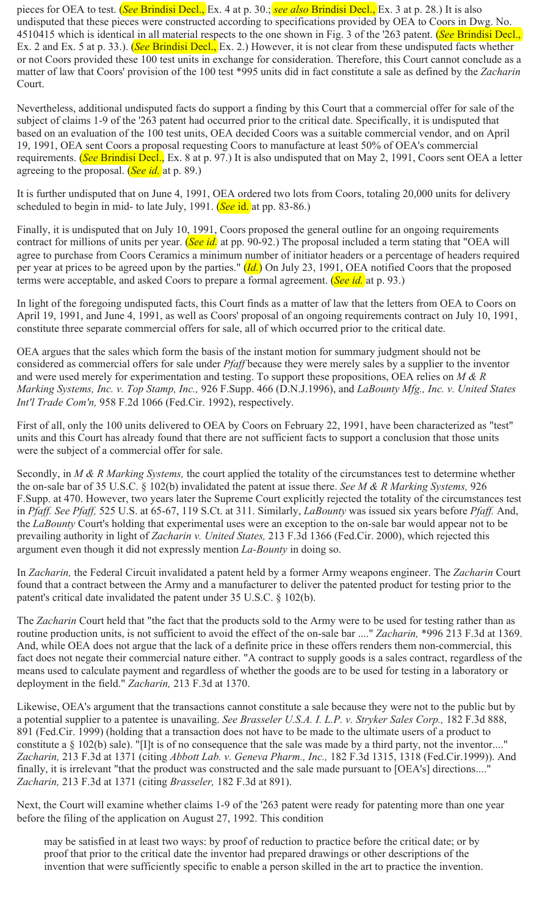pieces for OEA to test. (*See* Brindisi Decl., Ex. 4 at p. 30.; *see also* Brindisi Decl., Ex. 3 at p. 28.) It is also undisputed that these pieces were constructed according to specifications provided by OEA to Coors in Dwg. No. 4510415 which is identical in all material respects to the one shown in Fig. 3 of the '263 patent. (*See* Brindisi Decl., Ex. 2 and Ex. 5 at p. 33.). (*See* Brindisi Decl., Ex. 2.) However, it is not clear from these undisputed facts whether or not Coors provided these 100 test units in exchange for consideration. Therefore, this Court cannot conclude as a matter of law that Coors' provision of the 100 test *995 units did in fact constitute a sale as defined by the *Zacharin* Court.

Nevertheless, additional undisputed facts do support a finding by this Court that a commercial offer for sale of the subject of claims 1-9 of the '263 patent had occurred prior to the critical date. Specifically, it is undisputed that based on an evaluation of the 100 test units, OEA decided Coors was a suitable commercial vendor, and on April 19, 1991, OEA sent Coors a proposal requesting Coors to manufacture at least 50% of OEA's commercial requirements. (*See* Brindisi Decl., Ex. 8 at p. 97.) It is also undisputed that on May 2, 1991, Coors sent OEA a letter agreeing to the proposal. (*See id.* at p. 89.)

It is further undisputed that on June 4, 1991, OEA ordered two lots from Coors, totaling 20,000 units for delivery scheduled to begin in mid- to late July, 1991. (*See* id. at pp. 83-86.)

Finally, it is undisputed that on July 10, 1991, Coors proposed the general outline for an ongoing requirements contract for millions of units per year. (*See id.* at pp. 90-92.) The proposal included a term stating that "OEA will agree to purchase from Coors Ceramics a minimum number of initiator headers or a percentage of headers required per year at prices to be agreed upon by the parties." (*Id.*) On July 23, 1991, OEA notified Coors that the proposed terms were acceptable, and asked Coors to prepare a formal agreement. (*See id.* at p. 93.)

In light of the foregoing undisputed facts, this Court finds as a matter of law that the letters from OEA to Coors on April 19, 1991, and June 4, 1991, as well as Coors' proposal of an ongoing requirements contract on July 10, 1991, constitute three separate commercial offers for sale, all of which occurred prior to the critical date.

OEA argues that the sales which form the basis of the instant motion for summary judgment should not be considered as commercial offers for sale under *Pfaff* because they were merely sales by a supplier to the inventor and were used merely for experimentation and testing. To support these propositions, OEA relies on *M & R Marking Systems, Inc. v. Top Stamp, Inc.,* 926 F.Supp. 466 (D.N.J.1996), and *LaBounty Mfg., Inc. v. United States Int'l Trade Com'n,* 958 F.2d 1066 (Fed.Cir. 1992), respectively.

First of all, only the 100 units delivered to OEA by Coors on February 22, 1991, have been characterized as "test" units and this Court has already found that there are not sufficient facts to support a conclusion that those units were the subject of a commercial offer for sale.

Secondly, in *M & R Marking Systems,* the court applied the totality of the circumstances test to determine whether the on-sale bar of 35 U.S.C. § 102(b) invalidated the patent at issue there. *See M & R Marking Systems,* 926 F.Supp. at 470. However, two years later the Supreme Court explicitly rejected the totality of the circumstances test in *Pfaff. See Pfaff,* 525 U.S. at 65-67, 119 S.Ct. at 311. Similarly, *LaBounty* was issued six years before *Pfaff.* And, the *LaBounty* Court's holding that experimental uses were an exception to the on-sale bar would appear not to be prevailing authority in light of *Zacharin v. United States,* 213 F.3d 1366 (Fed.Cir. 2000), which rejected this argument even though it did not expressly mention *La-Bounty* in doing so.

In *Zacharin,* the Federal Circuit invalidated a patent held by a former Army weapons engineer. The *Zacharin* Court found that a contract between the Army and a manufacturer to deliver the patented product for testing prior to the patent's critical date invalidated the patent under 35 U.S.C. § 102(b).

The *Zacharin* Court held that "the fact that the products sold to the Army were to be used for testing rather than as routine production units, is not sufficient to avoid the effect of the on-sale bar ...." *Zacharin,* *996 213 F.3d at 1369. And, while OEA does not argue that the lack of a definite price in these offers renders them non-commercial, this fact does not negate their commercial nature either. "A contract to supply goods is a sales contract, regardless of the means used to calculate payment and regardless of whether the goods are to be used for testing in a laboratory or deployment in the field." *Zacharin,* 213 F.3d at 1370.

Likewise, OEA's argument that the transactions cannot constitute a sale because they were not to the public but by a potential supplier to a patentee is unavailing. *See Brasseler U.S.A. I. L.P. v. Stryker Sales Corp.,* 182 F.3d 888, 891 (Fed.Cir. 1999) (holding that a transaction does not have to be made to the ultimate users of a product to constitute a § 102(b) sale). "[I]t is of no consequence that the sale was made by a third party, not the inventor...." *Zacharin,* 213 F.3d at 1371 (citing *Abbott Lab. v. Geneva Pharm., Inc.,* 182 F.3d 1315, 1318 (Fed.Cir.1999)). And finally, it is irrelevant "that the product was constructed and the sale made pursuant to [OEA's] directions...." *Zacharin,* 213 F.3d at 1371 (citing *Brasseler,* 182 F.3d at 891).

Next, the Court will examine whether claims 1-9 of the '263 patent were ready for patenting more than one year before the filing of the application on August 27, 1992. This condition

> may be satisfied in at least two ways: by proof of reduction to practice before the critical date; or by proof that prior to the critical date the inventor had prepared drawings or other descriptions of the invention that were sufficiently specific to enable a person skilled in the art to practice the invention.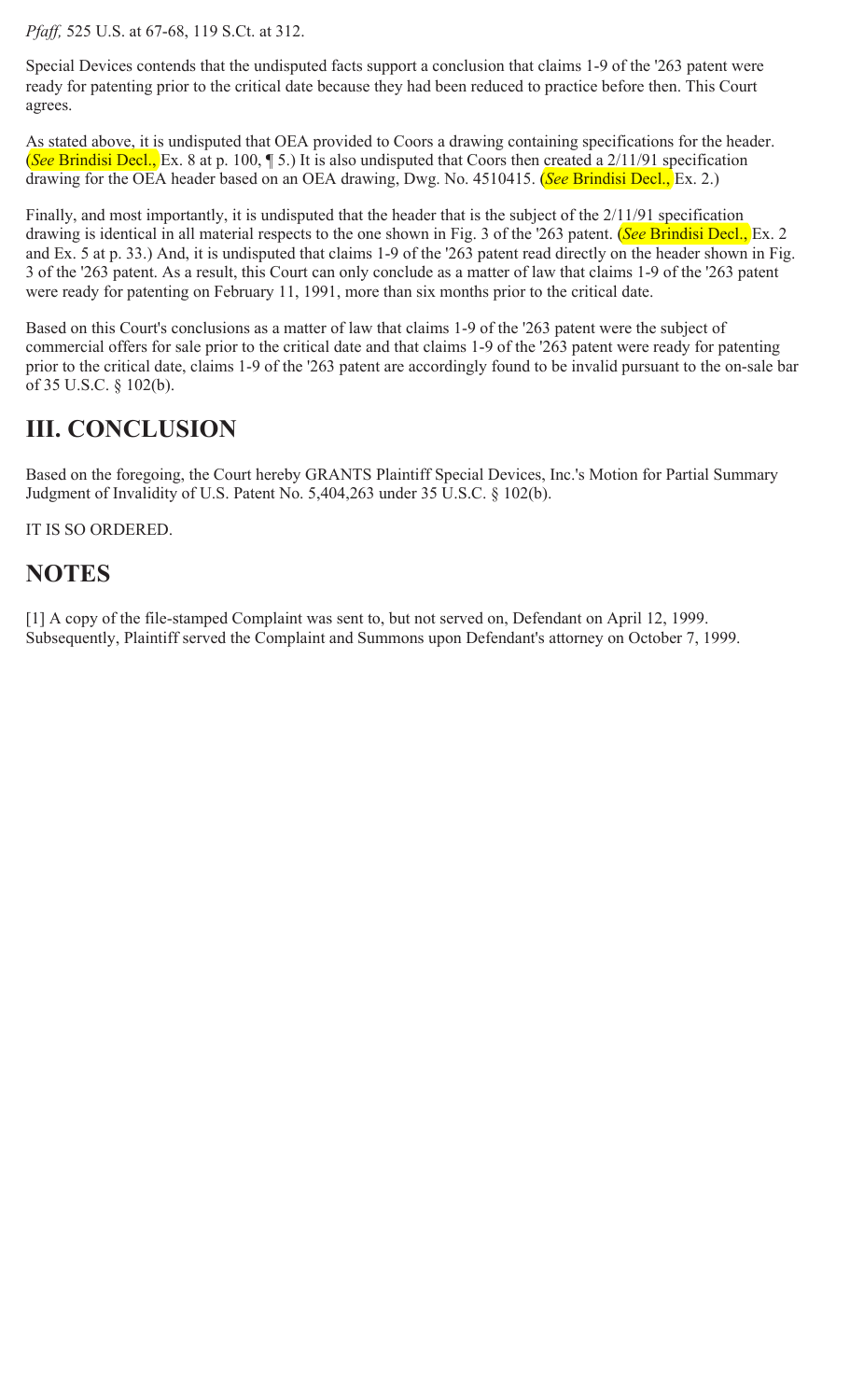*Pfaff,* 525 U.S. at 67-68, 119 S.Ct. at 312.

Special Devices contends that the undisputed facts support a conclusion that claims 1-9 of the '263 patent were ready for patenting prior to the critical date because they had been reduced to practice before then. This Court agrees.

As stated above, it is undisputed that OEA provided to Coors a drawing containing specifications for the header. (*See* Brindisi Decl., Ex. 8 at p. 100, ¶ 5.) It is also undisputed that Coors then created a 2/11/91 specification drawing for the OEA header based on an OEA drawing, Dwg. No. 4510415. (*See* Brindisi Decl., Ex. 2.)

Finally, and most importantly, it is undisputed that the header that is the subject of the 2/11/91 specification drawing is identical in all material respects to the one shown in Fig. 3 of the '263 patent. (*See* Brindisi Decl., Ex. 2 and Ex. 5 at p. 33.) And, it is undisputed that claims 1-9 of the '263 patent read directly on the header shown in Fig. 3 of the '263 patent. As a result, this Court can only conclude as a matter of law that claims 1-9 of the '263 patent were ready for patenting on February 11, 1991, more than six months prior to the critical date.

Based on this Court's conclusions as a matter of law that claims 1-9 of the '263 patent were the subject of commercial offers for sale prior to the critical date and that claims 1-9 of the '263 patent were ready for patenting prior to the critical date, claims 1-9 of the '263 patent are accordingly found to be invalid pursuant to the on-sale bar of 35 U.S.C. § 102(b).

## III. CONCLUSION

Based on the foregoing, the Court hereby GRANTS Plaintiff Special Devices, Inc.'s Motion for Partial Summary Judgment of Invalidity of U.S. Patent No. 5,404,263 under 35 U.S.C. § 102(b).

IT IS SO ORDERED.

## NOTES

[1] A copy of the file-stamped Complaint was sent to, but not served on, Defendant on April 12, 1999. Subsequently, Plaintiff served the Complaint and Summons upon Defendant's attorney on October 7, 1999.